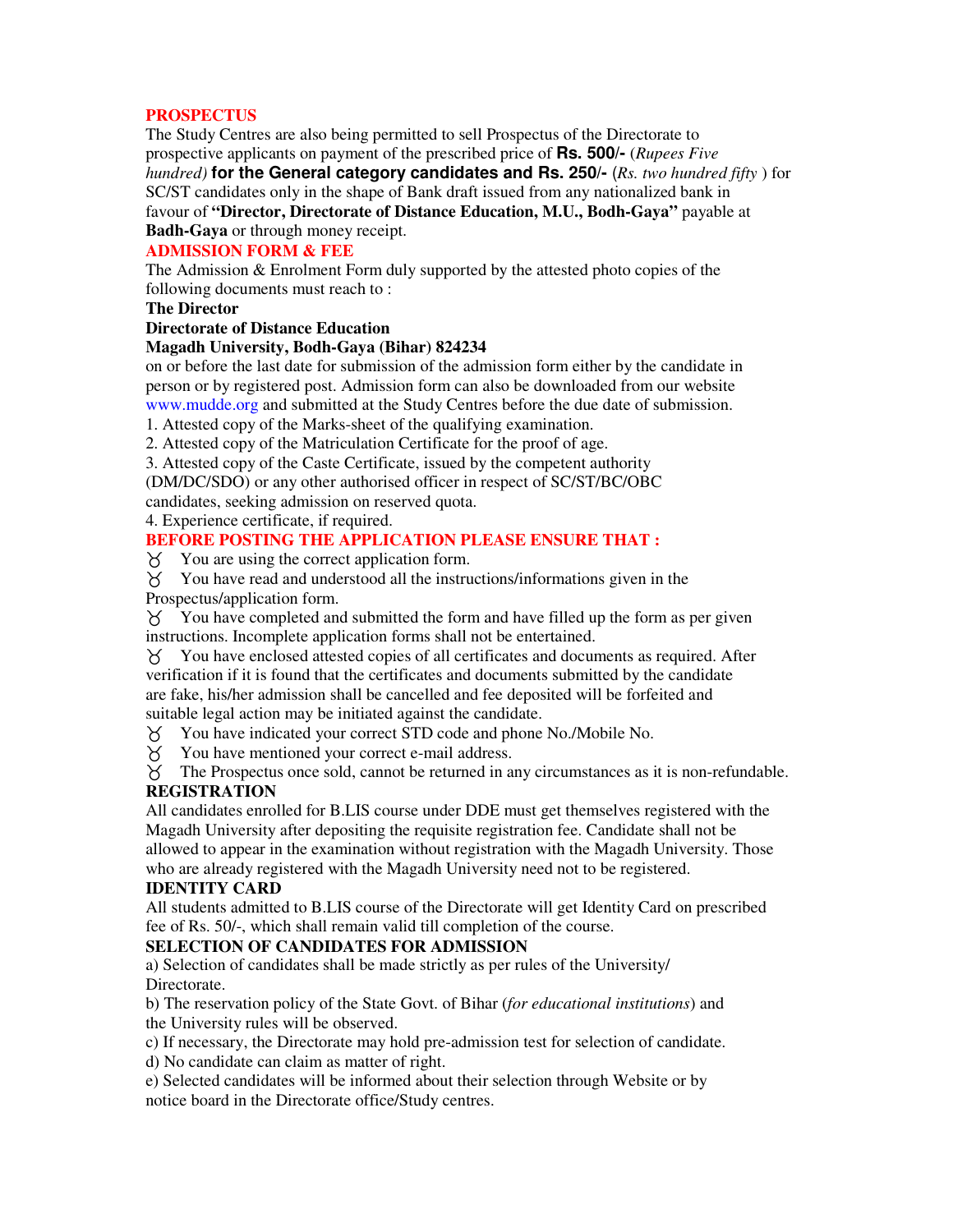## PROSPECTUS

The Study Centres are also being permitted to sell Prospectus of the Directorate to prospective applicants on payment of the prescribed price of **Rs. 500/-** (*Rupees Five hundred)* **for the General category candidates and Rs. 250/-** (*Rs. two hundred fifty* ) for SC/ST candidates only in the shape of Bank draft issued from any nationalized bank in favour of **"Director, Directorate of Distance Education, M.U., Bodh-Gaya"** payable at **Badh-Gaya** or through money receipt.

## ADMISSION FORM & FEE

The Admission & Enrolment Form duly supported by the attested photo copies of the following documents must reach to :

**The Director**
**Directorate of Distance Education**
**Magadh University, Bodh-Gaya (Bihar) 824234**

on or before the last date for submission of the admission form either by the candidate in person or by registered post. Admission form can also be downloaded from our website www.mudde.org and submitted at the Study Centres before the due date of submission.

1. Attested copy of the Marks-sheet of the qualifying examination.
2. Attested copy of the Matriculation Certificate for the proof of age.
3. Attested copy of the Caste Certificate, issued by the competent authority (DM/DC/SDO) or any other authorised officer in respect of SC/ST/BC/OBC candidates, seeking admission on reserved quota.
4. Experience certificate, if required.

## BEFORE POSTING THE APPLICATION PLEASE ENSURE THAT :

- You are using the correct application form.
- You have read and understood all the instructions/informations given in the Prospectus/application form.
- You have completed and submitted the form and have filled up the form as per given instructions. Incomplete application forms shall not be entertained.
- You have enclosed attested copies of all certificates and documents as required. After verification if it is found that the certificates and documents submitted by the candidate are fake, his/her admission shall be cancelled and fee deposited will be forfeited and suitable legal action may be initiated against the candidate.
- You have indicated your correct STD code and phone No./Mobile No.
- You have mentioned your correct e-mail address.
- The Prospectus once sold, cannot be returned in any circumstances as it is non-refundable.

## REGISTRATION

All candidates enrolled for B.LIS course under DDE must get themselves registered with the Magadh University after depositing the requisite registration fee. Candidate shall not be allowed to appear in the examination without registration with the Magadh University. Those who are already registered with the Magadh University need not to be registered.

## IDENTITY CARD

All students admitted to B.LIS course of the Directorate will get Identity Card on prescribed fee of Rs. 50/-, which shall remain valid till completion of the course.

## SELECTION OF CANDIDATES FOR ADMISSION

a) Selection of candidates shall be made strictly as per rules of the University/ Directorate.

b) The reservation policy of the State Govt. of Bihar (*for educational institutions*) and the University rules will be observed.

c) If necessary, the Directorate may hold pre-admission test for selection of candidate.

d) No candidate can claim as matter of right.

e) Selected candidates will be informed about their selection through Website or by notice board in the Directorate office/Study centres.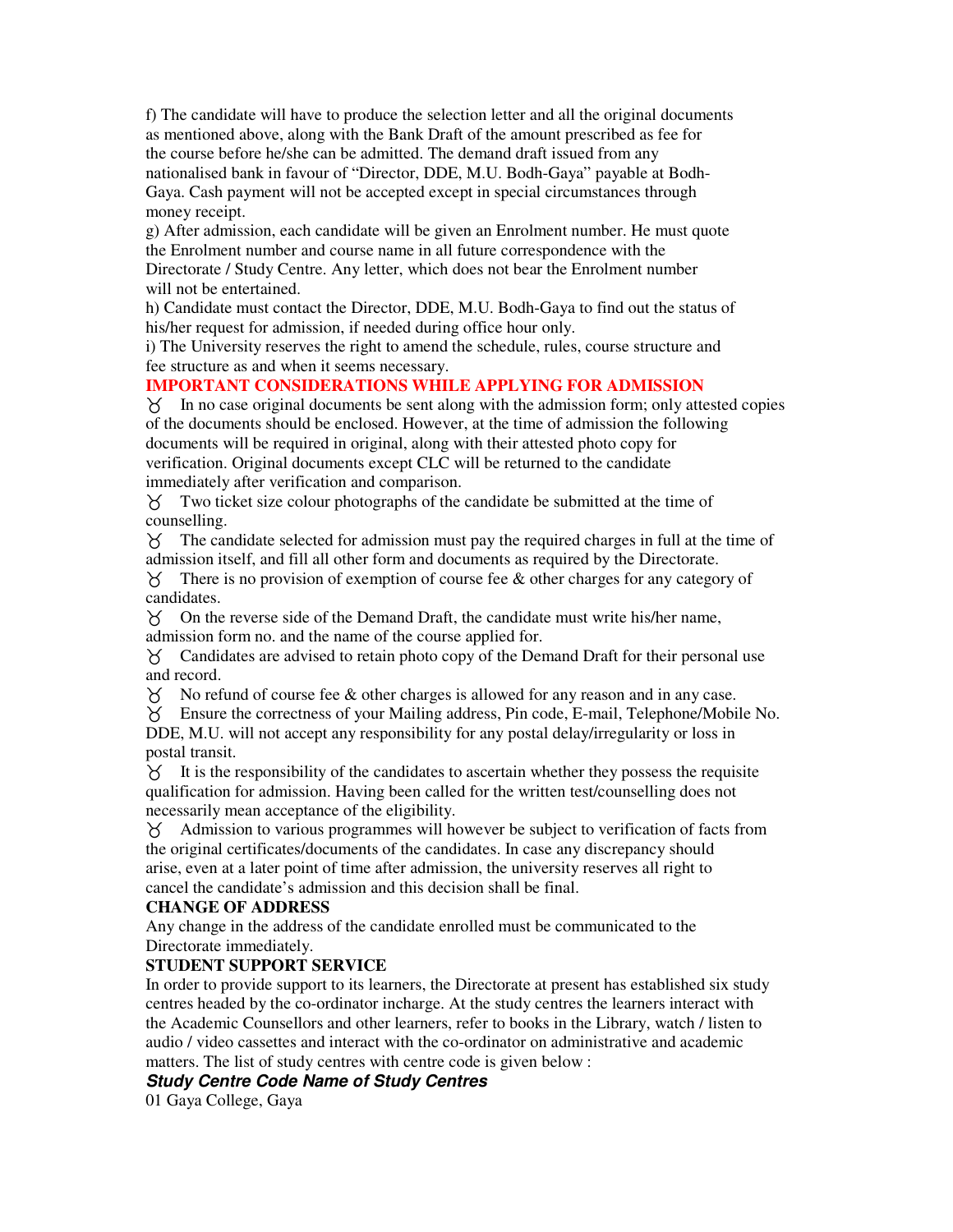f) The candidate will have to produce the selection letter and all the original documents as mentioned above, along with the Bank Draft of the amount prescribed as fee for the course before he/she can be admitted. The demand draft issued from any nationalised bank in favour of "Director, DDE, M.U. Bodh-Gaya" payable at Bodh-Gaya. Cash payment will not be accepted except in special circumstances through money receipt.

g) After admission, each candidate will be given an Enrolment number. He must quote the Enrolment number and course name in all future correspondence with the Directorate / Study Centre. Any letter, which does not bear the Enrolment number will not be entertained.

h) Candidate must contact the Director, DDE, M.U. Bodh-Gaya to find out the status of his/her request for admission, if needed during office hour only.

i) The University reserves the right to amend the schedule, rules, course structure and fee structure as and when it seems necessary.

## IMPORTANT CONSIDERATIONS WHILE APPLYING FOR ADMISSION

- In no case original documents be sent along with the admission form; only attested copies of the documents should be enclosed. However, at the time of admission the following documents will be required in original, along with their attested photo copy for verification. Original documents except CLC will be returned to the candidate immediately after verification and comparison.
- Two ticket size colour photographs of the candidate be submitted at the time of counselling.
- The candidate selected for admission must pay the required charges in full at the time of admission itself, and fill all other form and documents as required by the Directorate.
- There is no provision of exemption of course fee & other charges for any category of candidates.
- On the reverse side of the Demand Draft, the candidate must write his/her name, admission form no. and the name of the course applied for.
- Candidates are advised to retain photo copy of the Demand Draft for their personal use and record.
- No refund of course fee & other charges is allowed for any reason and in any case.
- Ensure the correctness of your Mailing address, Pin code, E-mail, Telephone/Mobile No. DDE, M.U. will not accept any responsibility for any postal delay/irregularity or loss in postal transit.
- It is the responsibility of the candidates to ascertain whether they possess the requisite qualification for admission. Having been called for the written test/counselling does not necessarily mean acceptance of the eligibility.
- Admission to various programmes will however be subject to verification of facts from the original certificates/documents of the candidates. In case any discrepancy should arise, even at a later point of time after admission, the university reserves all right to cancel the candidate's admission and this decision shall be final.

**CHANGE OF ADDRESS**

Any change in the address of the candidate enrolled must be communicated to the Directorate immediately.

**STUDENT SUPPORT SERVICE**

In order to provide support to its learners, the Directorate at present has established six study centres headed by the co-ordinator incharge. At the study centres the learners interact with the Academic Counsellors and other learners, refer to books in the Library, watch / listen to audio / video cassettes and interact with the co-ordinator on administrative and academic matters. The list of study centres with centre code is given below :

***Study Centre Code Name of Study Centres***

01 Gaya College, Gaya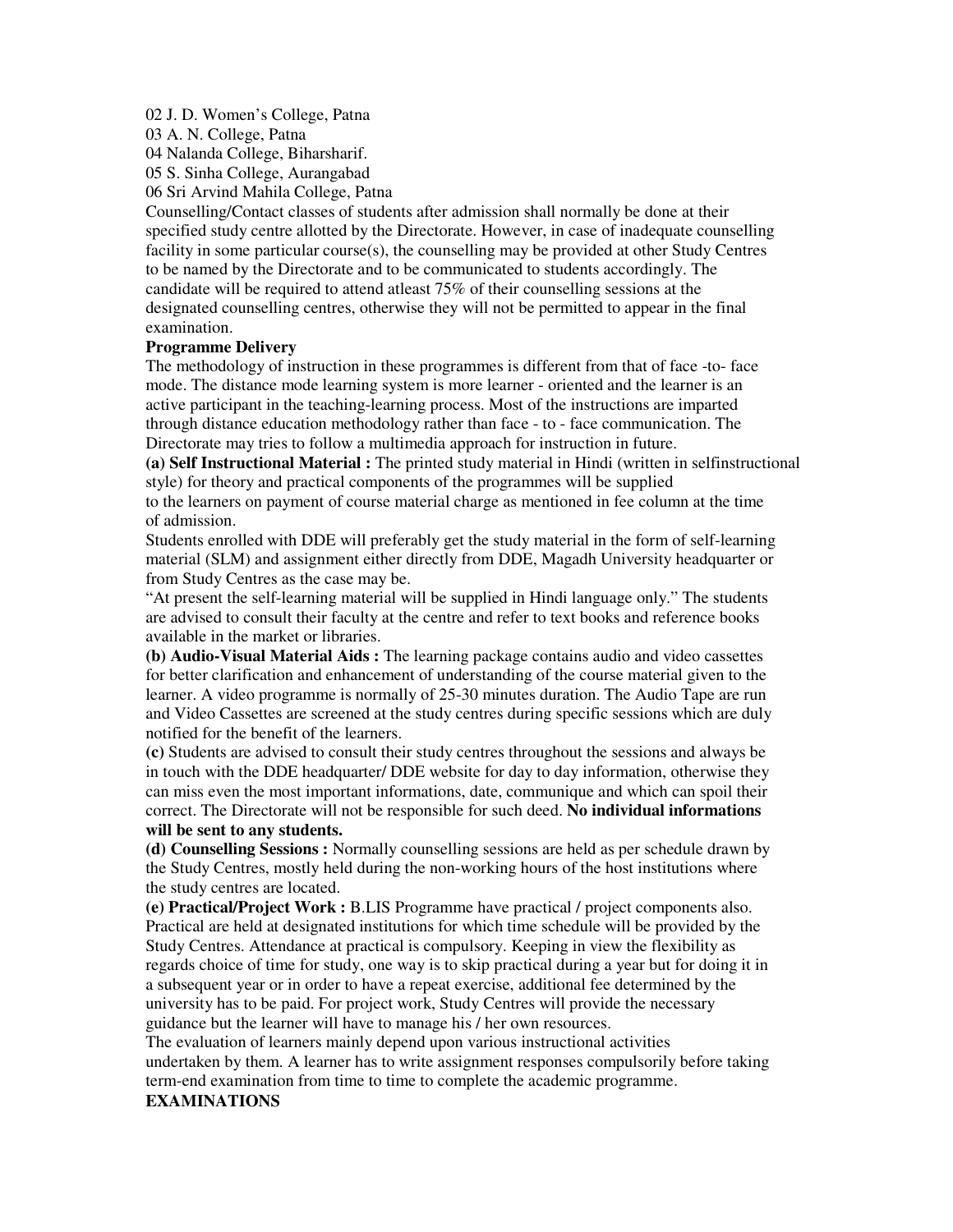02 J. D. Women's College, Patna
03 A. N. College, Patna
04 Nalanda College, Biharsharif.
05 S. Sinha College, Aurangabad
06 Sri Arvind Mahila College, Patna

Counselling/Contact classes of students after admission shall normally be done at their specified study centre allotted by the Directorate. However, in case of inadequate counselling facility in some particular course(s), the counselling may be provided at other Study Centres to be named by the Directorate and to be communicated to students accordingly. The candidate will be required to attend atleast 75% of their counselling sessions at the designated counselling centres, otherwise they will not be permitted to appear in the final examination.

**Programme Delivery**

The methodology of instruction in these programmes is different from that of face -to- face mode. The distance mode learning system is more learner - oriented and the learner is an active participant in the teaching-learning process. Most of the instructions are imparted through distance education methodology rather than face - to - face communication. The Directorate may tries to follow a multimedia approach for instruction in future.

**(a) Self Instructional Material :** The printed study material in Hindi (written in selfinstructional style) for theory and practical components of the programmes will be supplied to the learners on payment of course material charge as mentioned in fee column at the time of admission.

Students enrolled with DDE will preferably get the study material in the form of self-learning material (SLM) and assignment either directly from DDE, Magadh University headquarter or from Study Centres as the case may be.

"At present the self-learning material will be supplied in Hindi language only." The students are advised to consult their faculty at the centre and refer to text books and reference books available in the market or libraries.

**(b) Audio-Visual Material Aids :** The learning package contains audio and video cassettes for better clarification and enhancement of understanding of the course material given to the learner. A video programme is normally of 25-30 minutes duration. The Audio Tape are run and Video Cassettes are screened at the study centres during specific sessions which are duly notified for the benefit of the learners.

**(c)** Students are advised to consult their study centres throughout the sessions and always be in touch with the DDE headquarter/ DDE website for day to day information, otherwise they can miss even the most important informations, date, communique and which can spoil their correct. The Directorate will not be responsible for such deed. **No individual informations will be sent to any students.**

**(d) Counselling Sessions :** Normally counselling sessions are held as per schedule drawn by the Study Centres, mostly held during the non-working hours of the host institutions where the study centres are located.

**(e) Practical/Project Work :** B.LIS Programme have practical / project components also. Practical are held at designated institutions for which time schedule will be provided by the Study Centres. Attendance at practical is compulsory. Keeping in view the flexibility as regards choice of time for study, one way is to skip practical during a year but for doing it in a subsequent year or in order to have a repeat exercise, additional fee determined by the university has to be paid. For project work, Study Centres will provide the necessary guidance but the learner will have to manage his / her own resources.

The evaluation of learners mainly depend upon various instructional activities undertaken by them. A learner has to write assignment responses compulsorily before taking term-end examination from time to time to complete the academic programme.

**EXAMINATIONS**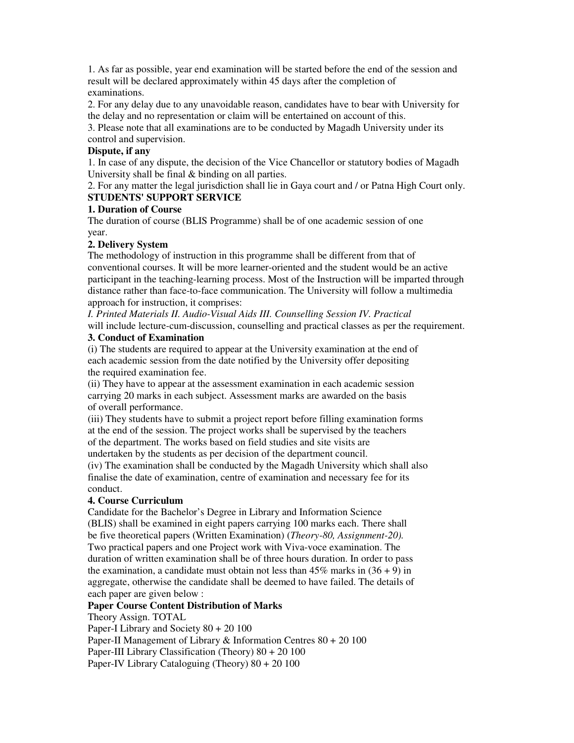1. As far as possible, year end examination will be started before the end of the session and result will be declared approximately within 45 days after the completion of examinations.

2. For any delay due to any unavoidable reason, candidates have to bear with University for the delay and no representation or claim will be entertained on account of this.

3. Please note that all examinations are to be conducted by Magadh University under its control and supervision.

**Dispute, if any**

1. In case of any dispute, the decision of the Vice Chancellor or statutory bodies of Magadh University shall be final & binding on all parties.

2. For any matter the legal jurisdiction shall lie in Gaya court and / or Patna High Court only.

**STUDENTS' SUPPORT SERVICE**

**1. Duration of Course**

The duration of course (BLIS Programme) shall be of one academic session of one year.

**2. Delivery System**

The methodology of instruction in this programme shall be different from that of conventional courses. It will be more learner-oriented and the student would be an active participant in the teaching-learning process. Most of the Instruction will be imparted through distance rather than face-to-face communication. The University will follow a multimedia approach for instruction, it comprises:

*I. Printed Materials II. Audio-Visual Aids III. Counselling Session IV. Practical*
will include lecture-cum-discussion, counselling and practical classes as per the requirement.

**3. Conduct of Examination**

(i) The students are required to appear at the University examination at the end of each academic session from the date notified by the University offer depositing the required examination fee.

(ii) They have to appear at the assessment examination in each academic session carrying 20 marks in each subject. Assessment marks are awarded on the basis of overall performance.

(iii) They students have to submit a project report before filling examination forms at the end of the session. The project works shall be supervised by the teachers of the department. The works based on field studies and site visits are undertaken by the students as per decision of the department council.

(iv) The examination shall be conducted by the Magadh University which shall also finalise the date of examination, centre of examination and necessary fee for its conduct.

**4. Course Curriculum**

Candidate for the Bachelor's Degree in Library and Information Science (BLIS) shall be examined in eight papers carrying 100 marks each. There shall be five theoretical papers (Written Examination) (*Theory-80, Assignment-20).* Two practical papers and one Project work with Viva-voce examination. The duration of written examination shall be of three hours duration. In order to pass the examination, a candidate must obtain not less than 45% marks in (36 + 9) in aggregate, otherwise the candidate shall be deemed to have failed. The details of each paper are given below :

| Paper | Course Content | Distribution of Marks | | |
|---|---|---|---|---|
| | | Theory | Assign. | TOTAL |
| Paper-I | Library and Society | 80 + | 20 | 100 |
| Paper-II | Management of Library & Information Centres | 80 + | 20 | 100 |
| Paper-III | Library Classification (Theory) | 80 + | 20 | 100 |
| Paper-IV | Library Cataloguing (Theory) | 80 + | 20 | 100 |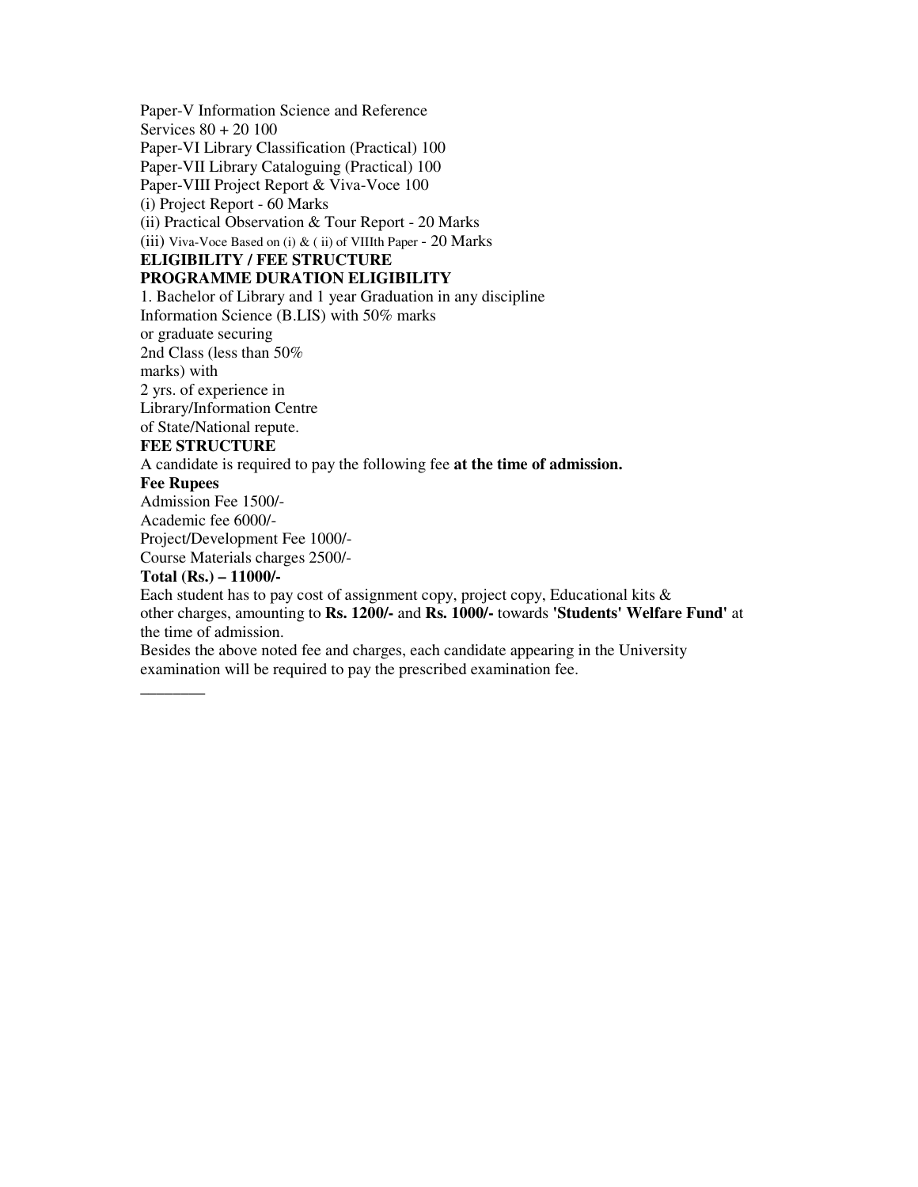Paper-V Information Science and Reference Services 80 + 20 100

Paper-VI Library Classification (Practical) 100

Paper-VII Library Cataloguing (Practical) 100

Paper-VIII Project Report & Viva-Voce 100

(i) Project Report - 60 Marks

(ii) Practical Observation & Tour Report - 20 Marks

(iii) Viva-Voce Based on (i) & ( ii) of VIIIth Paper - 20 Marks

**ELIGIBILITY / FEE STRUCTURE**

**PROGRAMME DURATION ELIGIBILITY**

1. Bachelor of Library and 1 year Graduation in any discipline
Information Science (B.LIS) with 50% marks
or graduate securing
2nd Class (less than 50%
marks) with
2 yrs. of experience in
Library/Information Centre
of State/National repute.

**FEE STRUCTURE**

A candidate is required to pay the following fee **at the time of admission.**

**Fee Rupees**

Admission Fee 1500/-

Academic fee 6000/-

Project/Development Fee 1000/-

Course Materials charges 2500/-

**Total (Rs.) – 11000/-**

Each student has to pay cost of assignment copy, project copy, Educational kits & other charges, amounting to **Rs. 1200/-** and **Rs. 1000/-** towards **'Students' Welfare Fund'** at the time of admission.

Besides the above noted fee and charges, each candidate appearing in the University examination will be required to pay the prescribed examination fee.

________